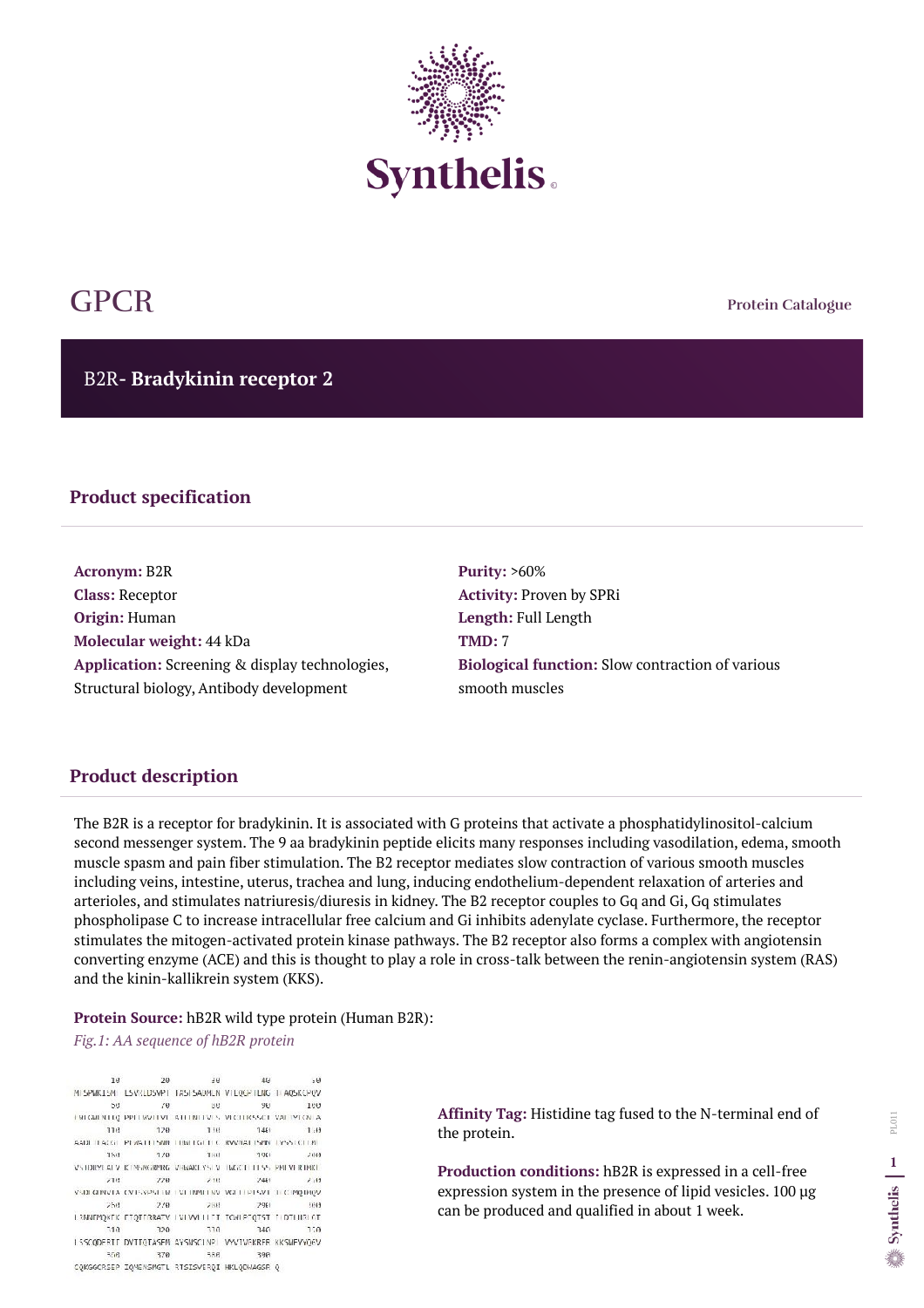# GPCR

Protein Catalogue

## B2R- **Bradykinin receptor 2**

## Product specification

**Acronym:** B2R
**Class:** Receptor
**Origin:** Human
**Molecular weight:** 44 kDa
**Application:** Screening & display technologies, Structural biology, Antibody development

**Purity:** >60%
**Activity:** Proven by SPRi
**Length:** Full Length
**TMD:** 7
**Biological function:** Slow contraction of various smooth muscles

## Product description

The B2R is a receptor for bradykinin. It is associated with G proteins that activate a phosphatidylinositol-calcium second messenger system. The 9 aa bradykinin peptide elicits many responses including vasodilation, edema, smooth muscle spasm and pain fiber stimulation. The B2 receptor mediates slow contraction of various smooth muscles including veins, intestine, uterus, trachea and lung, inducing endothelium-dependent relaxation of arteries and arterioles, and stimulates natriuresis/diuresis in kidney. The B2 receptor couples to Gq and Gi, Gq stimulates phospholipase C to increase intracellular free calcium and Gi inhibits adenylate cyclase. Furthermore, the receptor stimulates the mitogen-activated protein kinase pathways. The B2 receptor also forms a complex with angiotensin converting enzyme (ACE) and this is thought to play a role in cross-talk between the renin-angiotensin system (RAS) and the kinin-kallikrein system (KKS).

**Protein Source:** hB2R wild type protein (Human B2R):

*Fig.1: AA sequence of hB2R protein*

**Affinity Tag:** Histidine tag fused to the N-terminal end of the protein.

**Production conditions:** hB2R is expressed in a cell-free expression system in the presence of lipid vesicles. 100 µg can be produced and qualified in about 1 week.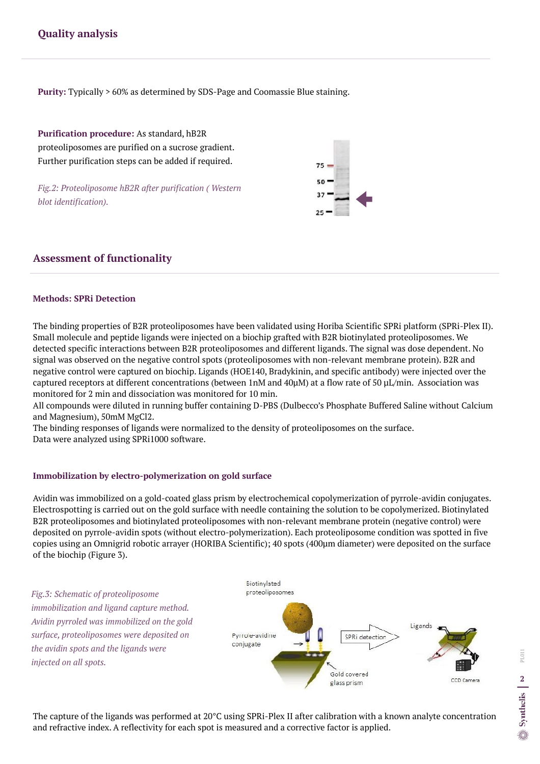## Quality analysis

**Purity:** Typically > 60% as determined by SDS-Page and Coomassie Blue staining.

**Purification procedure:** As standard, hB2R proteoliposomes are purified on a sucrose gradient. Further purification steps can be added if required.

*Fig.2: Proteoliposome hB2R after purification ( Western blot identification).*

75

50

37

25

## Assessment of functionality

### Methods: SPRi Detection

The binding properties of B2R proteoliposomes have been validated using Horiba Scientific SPRi platform (SPRi-Plex II). Small molecule and peptide ligands were injected on a biochip grafted with B2R biotinylated proteoliposomes. We detected specific interactions between B2R proteoliposomes and different ligands. The signal was dose dependent. No signal was observed on the negative control spots (proteoliposomes with non-relevant membrane protein). B2R and negative control were captured on biochip. Ligands (HOE140, Bradykinin, and specific antibody) were injected over the captured receptors at different concentrations (between 1nM and 40µM) at a flow rate of 50 µL/min. Association was monitored for 2 min and dissociation was monitored for 10 min.

All compounds were diluted in running buffer containing D-PBS (Dulbecco's Phosphate Buffered Saline without Calcium and Magnesium), 50mM $MgCl_2$.

The binding responses of ligands were normalized to the density of proteoliposomes on the surface.

Data were analyzed using SPRi1000 software.

### Immobilization by electro-polymerization on gold surface

Avidin was immobilized on a gold-coated glass prism by electrochemical copolymerization of pyrrole-avidin conjugates. Electrospotting is carried out on the gold surface with needle containing the solution to be copolymerized. Biotinylated B2R proteoliposomes and biotinylated proteoliposomes with non-relevant membrane protein (negative control) were deposited on pyrrole-avidin spots (without electro-polymerization). Each proteoliposome condition was spotted in five copies using an Omnigrid robotic arrayer (HORIBA Scientific); 40 spots (400µm diameter) were deposited on the surface of the biochip (Figure 3).

*Fig.3: Schematic of proteoliposome immobilization and ligand capture method. Avidin pyrroled was immobilized on the gold surface, proteoliposomes were deposited on the avidin spots and the ligands were injected on all spots.*

Biotinylated proteoliposomes

Pyrrole-avidine conjugate

Gold covered glass prism

SPRi detection

Ligands

CCD Camera

The capture of the ligands was performed at 20°C using SPRi-Plex II after calibration with a known analyte concentration and refractive index. A reflectivity for each spot is measured and a corrective factor is applied.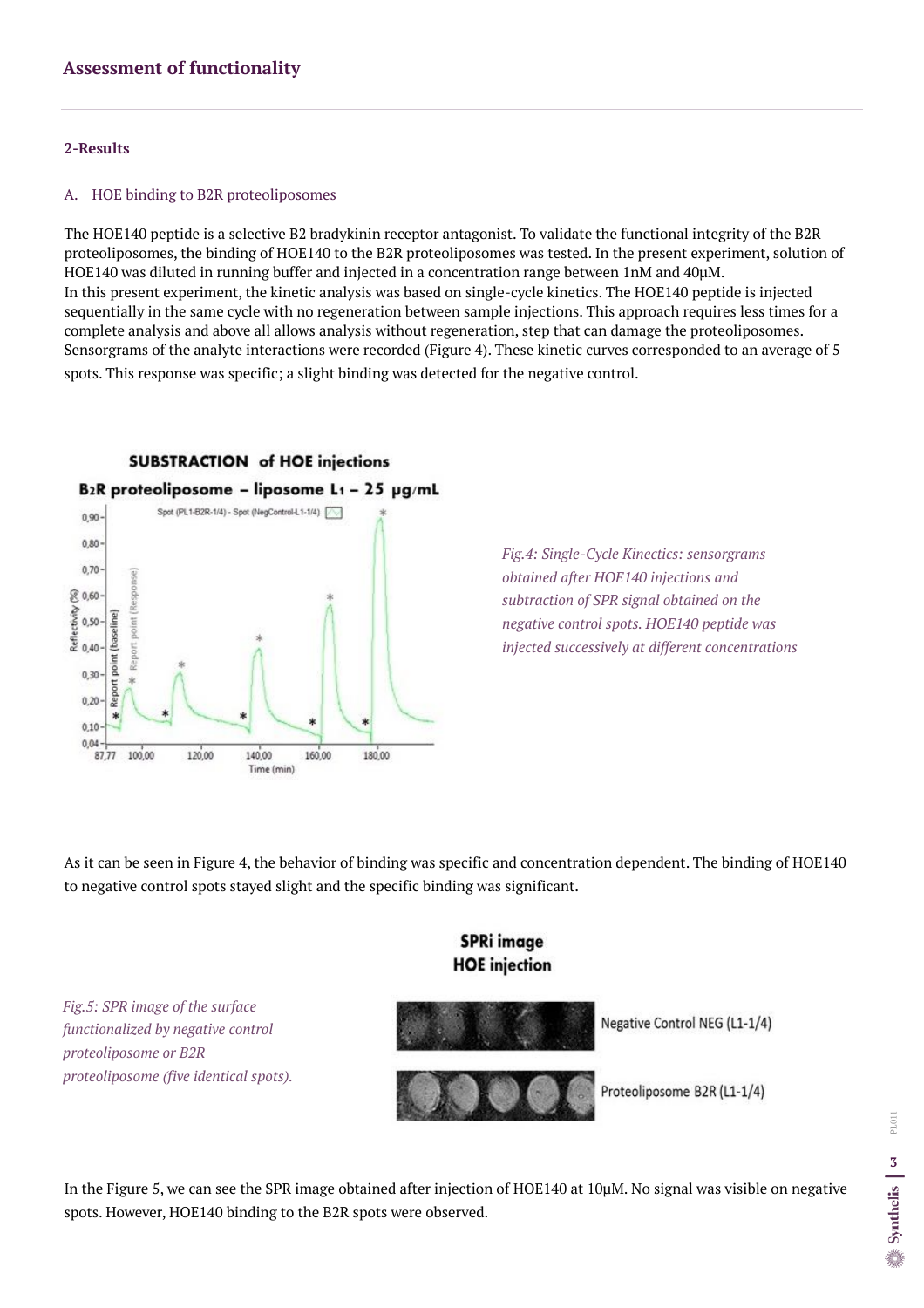## Assessment of functionality

### 2-Results

A. HOE binding to B2R proteoliposomes

The HOE140 peptide is a selective B2 bradykinin receptor antagonist. To validate the functional integrity of the B2R proteoliposomes, the binding of HOE140 to the B2R proteoliposomes was tested. In the present experiment, solution of HOE140 was diluted in running buffer and injected in a concentration range between 1nM and 40μM.
In this present experiment, the kinetic analysis was based on single-cycle kinetics. The HOE140 peptide is injected sequentially in the same cycle with no regeneration between sample injections. This approach requires less times for a complete analysis and above all allows analysis without regeneration, step that can damage the proteoliposomes. Sensorgrams of the analyte interactions were recorded (Figure 4). These kinetic curves corresponded to an average of 5 spots. This response was specific; a slight binding was detected for the negative control.

SUBSTRACTION of HOE injections

B2R proteoliposome – liposome L1 – 25 μg/mL

Spot (PL1-B2R-1/4) - Spot (NegControl-L1-1/4)

Reflectivity (%)

0,90
0,80
0,70
0,60
0,50
0,40
0,30
0,20
0,10
0,04

Report point (baseline)
Report point (Response)

87,77 100,00 120,00 140,00 160,00 180,00

Time (min)

*Fig.4: Single-Cycle Kinectics: sensorgrams obtained after HOE140 injections and subtraction of SPR signal obtained on the negative control spots. HOE140 peptide was injected successively at different concentrations*

As it can be seen in Figure 4, the behavior of binding was specific and concentration dependent. The binding of HOE140 to negative control spots stayed slight and the specific binding was significant.

SPRi image
HOE injection

Negative Control NEG (L1-1/4)

Proteoliposome B2R (L1-1/4)

*Fig.5: SPR image of the surface functionalized by negative control proteoliposome or B2R proteoliposome (five identical spots).*

In the Figure 5, we can see the SPR image obtained after injection of HOE140 at 10μM. No signal was visible on negative spots. However, HOE140 binding to the B2R spots were observed.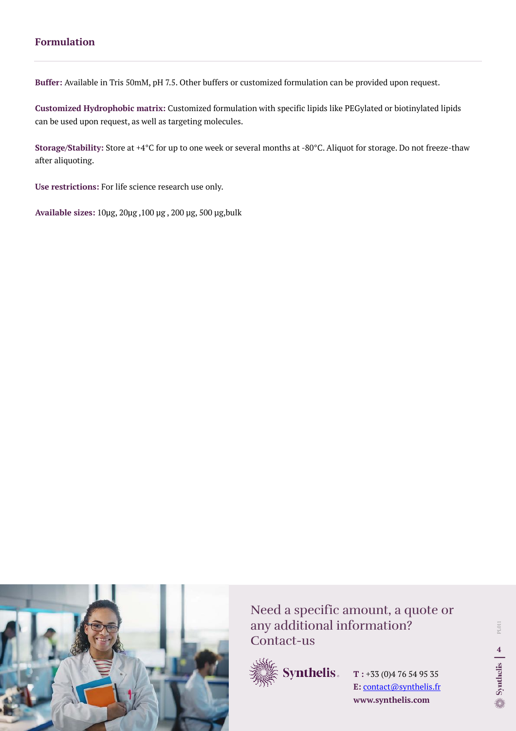## Formulation

**Buffer:** Available in Tris 50mM, pH 7.5. Other buffers or customized formulation can be provided upon request.

**Customized Hydrophobic matrix:** Customized formulation with specific lipids like PEGylated or biotinylated lipids can be used upon request, as well as targeting molecules.

**Storage/Stability:** Store at +4°C for up to one week or several months at -80°C. Aliquot for storage. Do not freeze-thaw after aliquoting.

**Use restrictions:** For life science research use only.

**Available sizes:** 10µg, 20µg ,100 µg , 200 µg, 500 µg,bulk

Need a specific amount, a quote or any additional information? Contact-us

Synthelis.

**T :** +33 (0)4 76 54 95 35
**E:** contact@synthelis.fr
**www.synthelis.com**